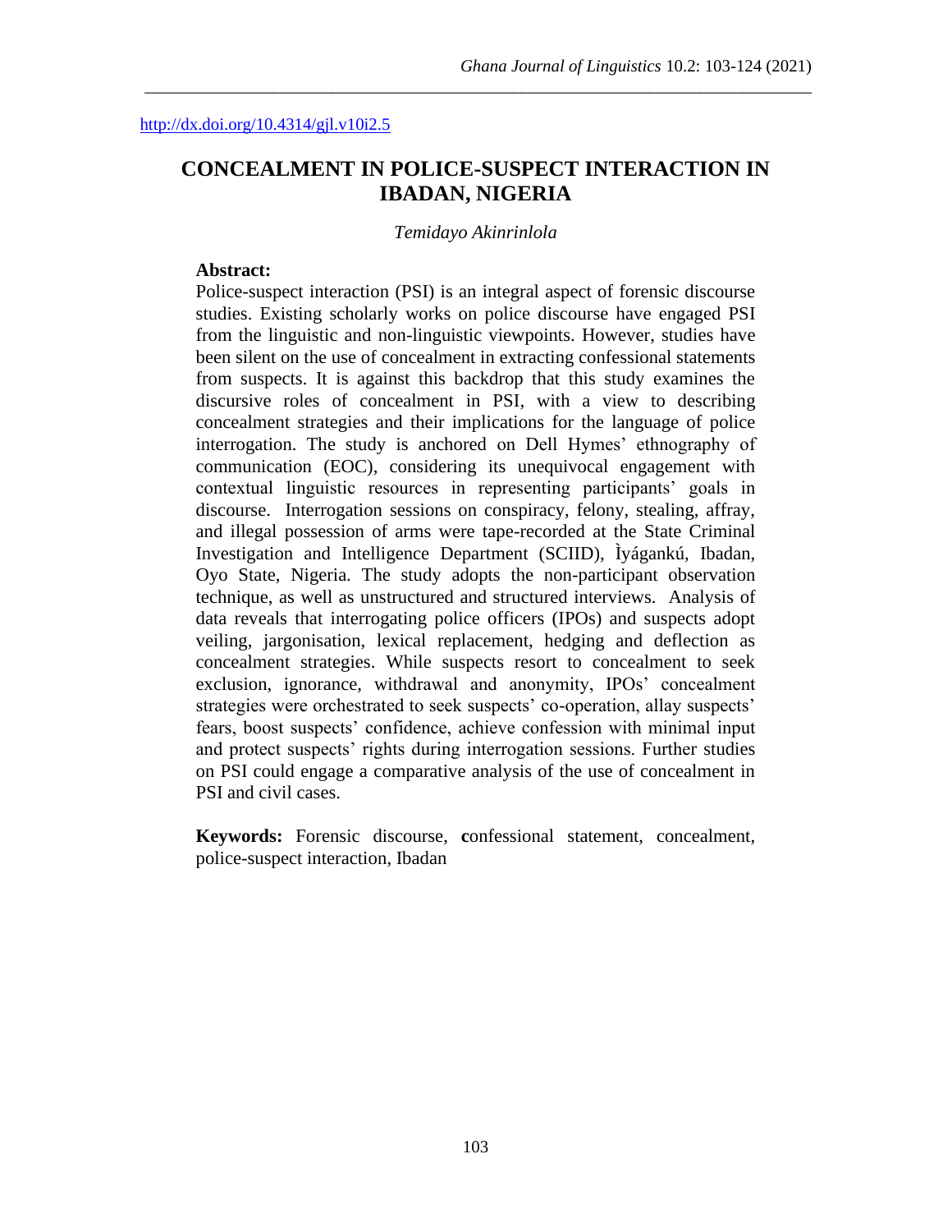http://dx.doi.org/10.4314/gjl.v10i2.5

# CONCEALMENT IN POLICE-SUSPECT INTERACTION IN IBADAN, NIGERIA

*Temidayo Akinrinlola*

**Abstract:**

Police-suspect interaction (PSI) is an integral aspect of forensic discourse studies. Existing scholarly works on police discourse have engaged PSI from the linguistic and non-linguistic viewpoints. However, studies have been silent on the use of concealment in extracting confessional statements from suspects. It is against this backdrop that this study examines the discursive roles of concealment in PSI, with a view to describing concealment strategies and their implications for the language of police interrogation. The study is anchored on Dell Hymes' ethnography of communication (EOC), considering its unequivocal engagement with contextual linguistic resources in representing participants' goals in discourse. Interrogation sessions on conspiracy, felony, stealing, affray, and illegal possession of arms were tape-recorded at the State Criminal Investigation and Intelligence Department (SCIID), Ìyágankú, Ibadan, Oyo State, Nigeria. The study adopts the non-participant observation technique, as well as unstructured and structured interviews. Analysis of data reveals that interrogating police officers (IPOs) and suspects adopt veiling, jargonisation, lexical replacement, hedging and deflection as concealment strategies. While suspects resort to concealment to seek exclusion, ignorance, withdrawal and anonymity, IPOs' concealment strategies were orchestrated to seek suspects' co-operation, allay suspects' fears, boost suspects' confidence, achieve confession with minimal input and protect suspects' rights during interrogation sessions. Further studies on PSI could engage a comparative analysis of the use of concealment in PSI and civil cases.

**Keywords:** Forensic discourse, **c**onfessional statement, concealment, police-suspect interaction, Ibadan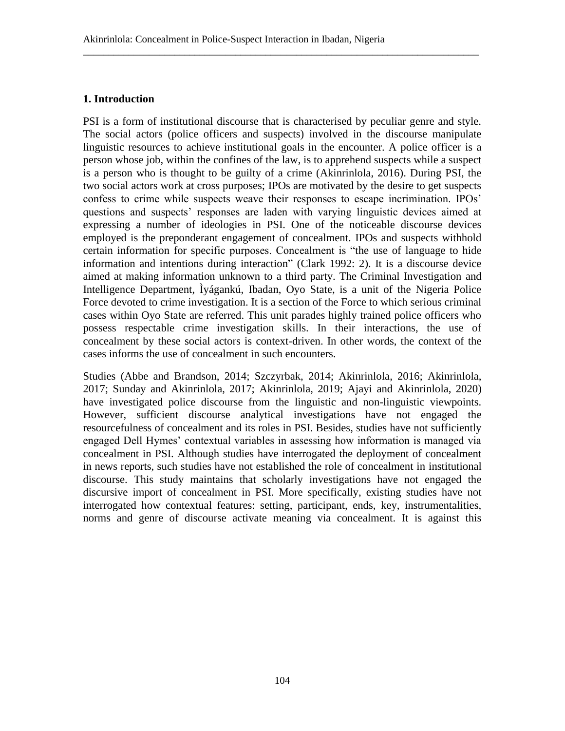## 1. Introduction

PSI is a form of institutional discourse that is characterised by peculiar genre and style. The social actors (police officers and suspects) involved in the discourse manipulate linguistic resources to achieve institutional goals in the encounter. A police officer is a person whose job, within the confines of the law, is to apprehend suspects while a suspect is a person who is thought to be guilty of a crime (Akinrinlola, 2016). During PSI, the two social actors work at cross purposes; IPOs are motivated by the desire to get suspects confess to crime while suspects weave their responses to escape incrimination. IPOs' questions and suspects' responses are laden with varying linguistic devices aimed at expressing a number of ideologies in PSI. One of the noticeable discourse devices employed is the preponderant engagement of concealment. IPOs and suspects withhold certain information for specific purposes. Concealment is "the use of language to hide information and intentions during interaction" (Clark 1992: 2). It is a discourse device aimed at making information unknown to a third party. The Criminal Investigation and Intelligence Department, Ìyágankú, Ibadan, Oyo State, is a unit of the Nigeria Police Force devoted to crime investigation. It is a section of the Force to which serious criminal cases within Oyo State are referred. This unit parades highly trained police officers who possess respectable crime investigation skills. In their interactions, the use of concealment by these social actors is context-driven. In other words, the context of the cases informs the use of concealment in such encounters.

Studies (Abbe and Brandson, 2014; Szczyrbak, 2014; Akinrinlola, 2016; Akinrinlola, 2017; Sunday and Akinrinlola, 2017; Akinrinlola, 2019; Ajayi and Akinrinlola, 2020) have investigated police discourse from the linguistic and non-linguistic viewpoints. However, sufficient discourse analytical investigations have not engaged the resourcefulness of concealment and its roles in PSI. Besides, studies have not sufficiently engaged Dell Hymes' contextual variables in assessing how information is managed via concealment in PSI. Although studies have interrogated the deployment of concealment in news reports, such studies have not established the role of concealment in institutional discourse. This study maintains that scholarly investigations have not engaged the discursive import of concealment in PSI. More specifically, existing studies have not interrogated how contextual features: setting, participant, ends, key, instrumentalities, norms and genre of discourse activate meaning via concealment. It is against this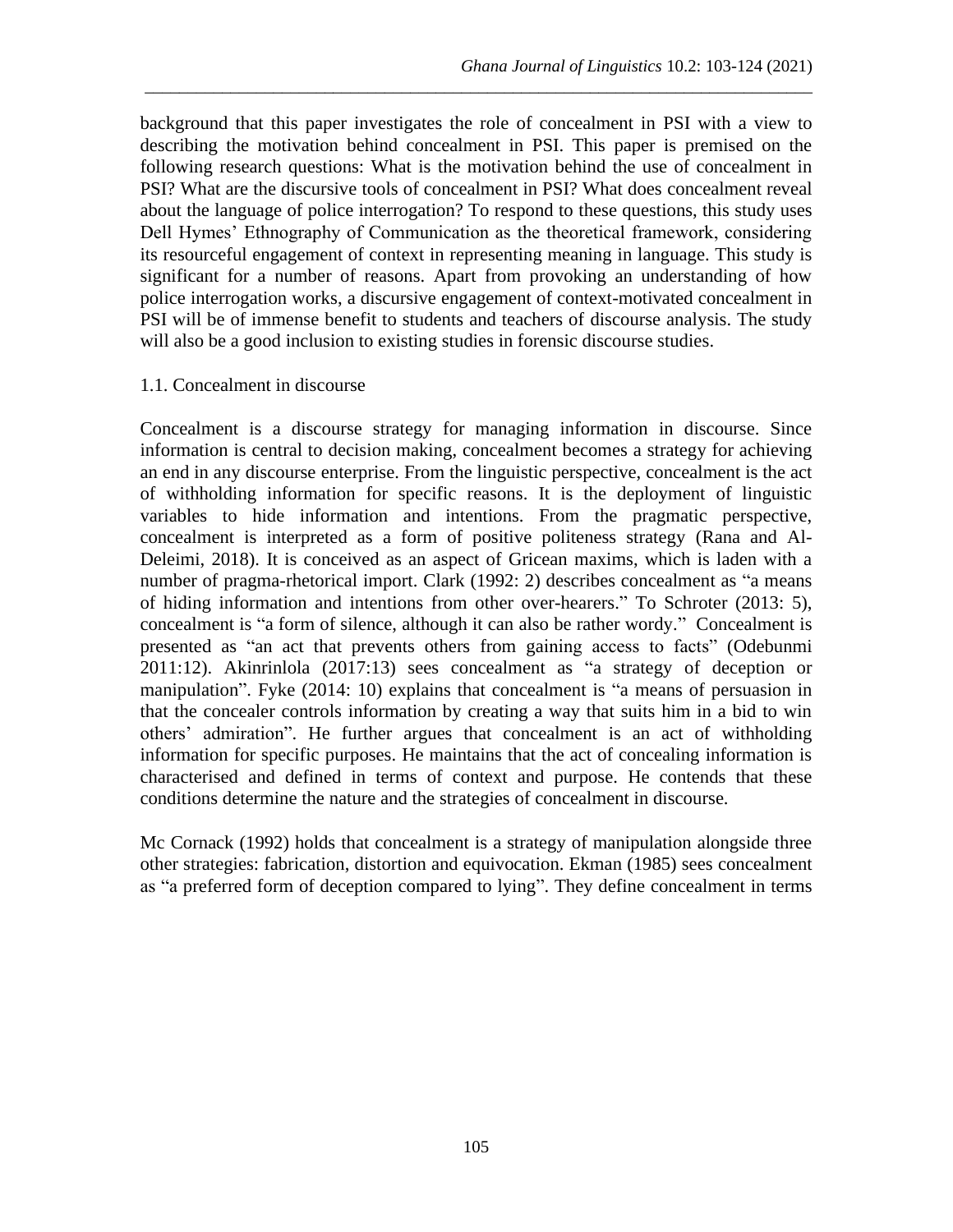background that this paper investigates the role of concealment in PSI with a view to describing the motivation behind concealment in PSI. This paper is premised on the following research questions: What is the motivation behind the use of concealment in PSI? What are the discursive tools of concealment in PSI? What does concealment reveal about the language of police interrogation? To respond to these questions, this study uses Dell Hymes' Ethnography of Communication as the theoretical framework, considering its resourceful engagement of context in representing meaning in language. This study is significant for a number of reasons. Apart from provoking an understanding of how police interrogation works, a discursive engagement of context-motivated concealment in PSI will be of immense benefit to students and teachers of discourse analysis. The study will also be a good inclusion to existing studies in forensic discourse studies.

## 1.1. Concealment in discourse

Concealment is a discourse strategy for managing information in discourse. Since information is central to decision making, concealment becomes a strategy for achieving an end in any discourse enterprise. From the linguistic perspective, concealment is the act of withholding information for specific reasons. It is the deployment of linguistic variables to hide information and intentions. From the pragmatic perspective, concealment is interpreted as a form of positive politeness strategy (Rana and Al-Deleimi, 2018). It is conceived as an aspect of Gricean maxims, which is laden with a number of pragma-rhetorical import. Clark (1992: 2) describes concealment as "a means of hiding information and intentions from other over-hearers." To Schroter (2013: 5), concealment is "a form of silence, although it can also be rather wordy." Concealment is presented as "an act that prevents others from gaining access to facts" (Odebunmi 2011:12). Akinrinlola (2017:13) sees concealment as "a strategy of deception or manipulation". Fyke (2014: 10) explains that concealment is "a means of persuasion in that the concealer controls information by creating a way that suits him in a bid to win others' admiration". He further argues that concealment is an act of withholding information for specific purposes. He maintains that the act of concealing information is characterised and defined in terms of context and purpose. He contends that these conditions determine the nature and the strategies of concealment in discourse.

Mc Cornack (1992) holds that concealment is a strategy of manipulation alongside three other strategies: fabrication, distortion and equivocation. Ekman (1985) sees concealment as "a preferred form of deception compared to lying". They define concealment in terms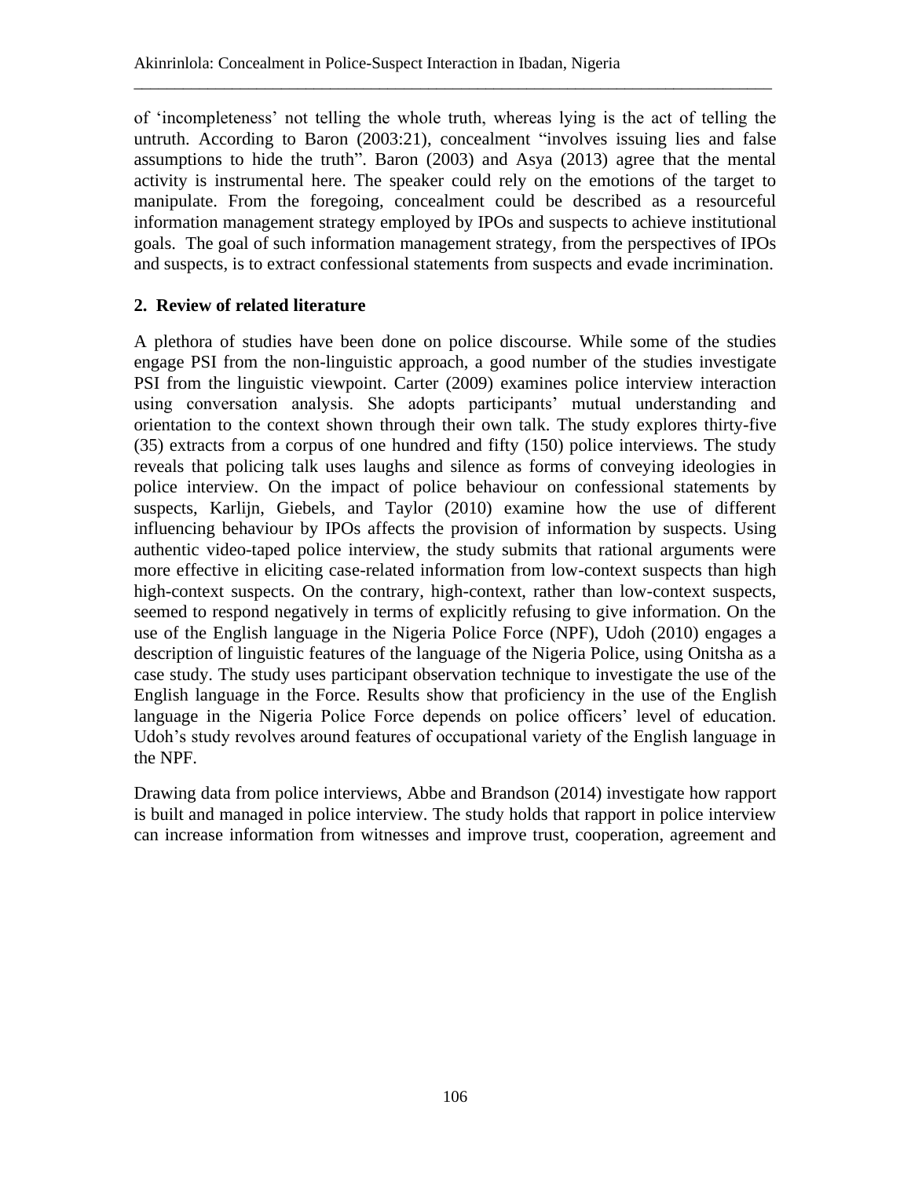of 'incompleteness' not telling the whole truth, whereas lying is the act of telling the untruth. According to Baron (2003:21), concealment "involves issuing lies and false assumptions to hide the truth". Baron (2003) and Asya (2013) agree that the mental activity is instrumental here. The speaker could rely on the emotions of the target to manipulate. From the foregoing, concealment could be described as a resourceful information management strategy employed by IPOs and suspects to achieve institutional goals. The goal of such information management strategy, from the perspectives of IPOs and suspects, is to extract confessional statements from suspects and evade incrimination.

## 2. Review of related literature

A plethora of studies have been done on police discourse. While some of the studies engage PSI from the non-linguistic approach, a good number of the studies investigate PSI from the linguistic viewpoint. Carter (2009) examines police interview interaction using conversation analysis. She adopts participants' mutual understanding and orientation to the context shown through their own talk. The study explores thirty-five (35) extracts from a corpus of one hundred and fifty (150) police interviews. The study reveals that policing talk uses laughs and silence as forms of conveying ideologies in police interview. On the impact of police behaviour on confessional statements by suspects, Karlijn, Giebels, and Taylor (2010) examine how the use of different influencing behaviour by IPOs affects the provision of information by suspects. Using authentic video-taped police interview, the study submits that rational arguments were more effective in eliciting case-related information from low-context suspects than high high-context suspects. On the contrary, high-context, rather than low-context suspects, seemed to respond negatively in terms of explicitly refusing to give information. On the use of the English language in the Nigeria Police Force (NPF), Udoh (2010) engages a description of linguistic features of the language of the Nigeria Police, using Onitsha as a case study. The study uses participant observation technique to investigate the use of the English language in the Force. Results show that proficiency in the use of the English language in the Nigeria Police Force depends on police officers' level of education. Udoh's study revolves around features of occupational variety of the English language in the NPF.

Drawing data from police interviews, Abbe and Brandson (2014) investigate how rapport is built and managed in police interview. The study holds that rapport in police interview can increase information from witnesses and improve trust, cooperation, agreement and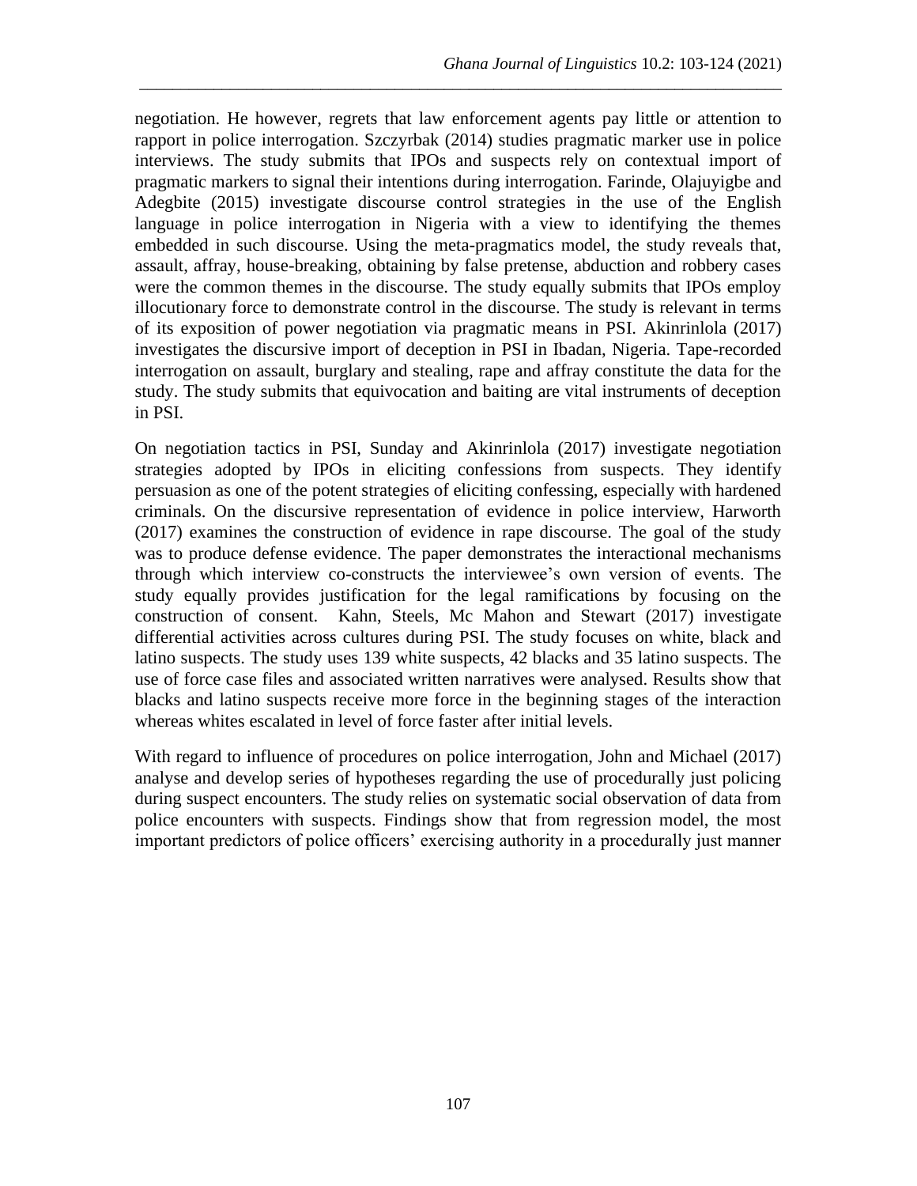negotiation. He however, regrets that law enforcement agents pay little or attention to rapport in police interrogation. Szczyrbak (2014) studies pragmatic marker use in police interviews. The study submits that IPOs and suspects rely on contextual import of pragmatic markers to signal their intentions during interrogation. Farinde, Olajuyigbe and Adegbite (2015) investigate discourse control strategies in the use of the English language in police interrogation in Nigeria with a view to identifying the themes embedded in such discourse. Using the meta-pragmatics model, the study reveals that, assault, affray, house-breaking, obtaining by false pretense, abduction and robbery cases were the common themes in the discourse. The study equally submits that IPOs employ illocutionary force to demonstrate control in the discourse. The study is relevant in terms of its exposition of power negotiation via pragmatic means in PSI. Akinrinlola (2017) investigates the discursive import of deception in PSI in Ibadan, Nigeria. Tape-recorded interrogation on assault, burglary and stealing, rape and affray constitute the data for the study. The study submits that equivocation and baiting are vital instruments of deception in PSI.

On negotiation tactics in PSI, Sunday and Akinrinlola (2017) investigate negotiation strategies adopted by IPOs in eliciting confessions from suspects. They identify persuasion as one of the potent strategies of eliciting confessing, especially with hardened criminals. On the discursive representation of evidence in police interview, Harworth (2017) examines the construction of evidence in rape discourse. The goal of the study was to produce defense evidence. The paper demonstrates the interactional mechanisms through which interview co-constructs the interviewee's own version of events. The study equally provides justification for the legal ramifications by focusing on the construction of consent. Kahn, Steels, Mc Mahon and Stewart (2017) investigate differential activities across cultures during PSI. The study focuses on white, black and latino suspects. The study uses 139 white suspects, 42 blacks and 35 latino suspects. The use of force case files and associated written narratives were analysed. Results show that blacks and latino suspects receive more force in the beginning stages of the interaction whereas whites escalated in level of force faster after initial levels.

With regard to influence of procedures on police interrogation, John and Michael (2017) analyse and develop series of hypotheses regarding the use of procedurally just policing during suspect encounters. The study relies on systematic social observation of data from police encounters with suspects. Findings show that from regression model, the most important predictors of police officers' exercising authority in a procedurally just manner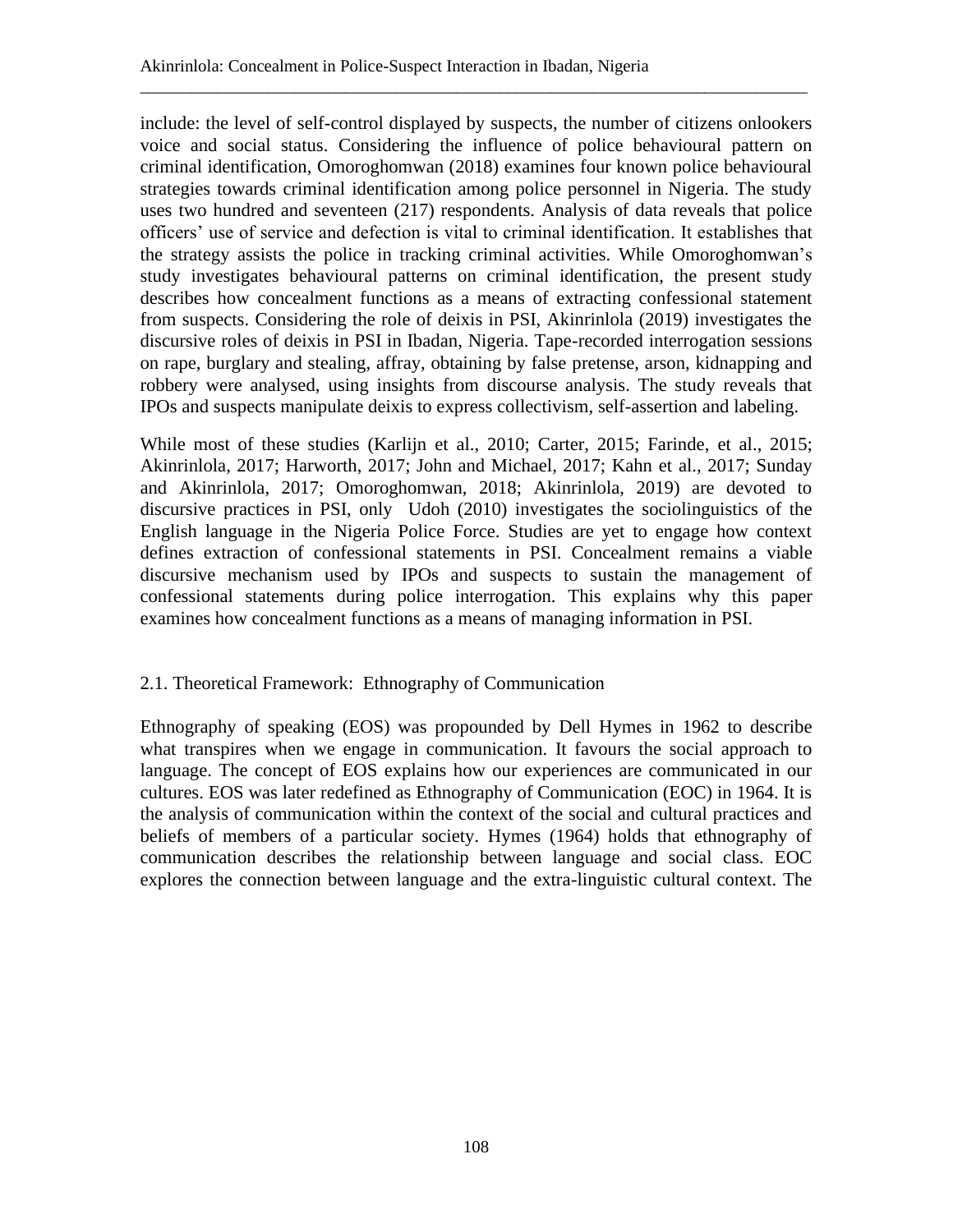include: the level of self-control displayed by suspects, the number of citizens onlookers voice and social status. Considering the influence of police behavioural pattern on criminal identification, Omoroghomwan (2018) examines four known police behavioural strategies towards criminal identification among police personnel in Nigeria. The study uses two hundred and seventeen (217) respondents. Analysis of data reveals that police officers' use of service and defection is vital to criminal identification. It establishes that the strategy assists the police in tracking criminal activities. While Omoroghomwan's study investigates behavioural patterns on criminal identification, the present study describes how concealment functions as a means of extracting confessional statement from suspects. Considering the role of deixis in PSI, Akinrinlola (2019) investigates the discursive roles of deixis in PSI in Ibadan, Nigeria. Tape-recorded interrogation sessions on rape, burglary and stealing, affray, obtaining by false pretense, arson, kidnapping and robbery were analysed, using insights from discourse analysis. The study reveals that IPOs and suspects manipulate deixis to express collectivism, self-assertion and labeling.

While most of these studies (Karlijn et al., 2010; Carter, 2015; Farinde, et al., 2015; Akinrinlola, 2017; Harworth, 2017; John and Michael, 2017; Kahn et al., 2017; Sunday and Akinrinlola, 2017; Omoroghomwan, 2018; Akinrinlola, 2019) are devoted to discursive practices in PSI, only Udoh (2010) investigates the sociolinguistics of the English language in the Nigeria Police Force. Studies are yet to engage how context defines extraction of confessional statements in PSI. Concealment remains a viable discursive mechanism used by IPOs and suspects to sustain the management of confessional statements during police interrogation. This explains why this paper examines how concealment functions as a means of managing information in PSI.

## 2.1. Theoretical Framework: Ethnography of Communication

Ethnography of speaking (EOS) was propounded by Dell Hymes in 1962 to describe what transpires when we engage in communication. It favours the social approach to language. The concept of EOS explains how our experiences are communicated in our cultures. EOS was later redefined as Ethnography of Communication (EOC) in 1964. It is the analysis of communication within the context of the social and cultural practices and beliefs of members of a particular society. Hymes (1964) holds that ethnography of communication describes the relationship between language and social class. EOC explores the connection between language and the extra-linguistic cultural context. The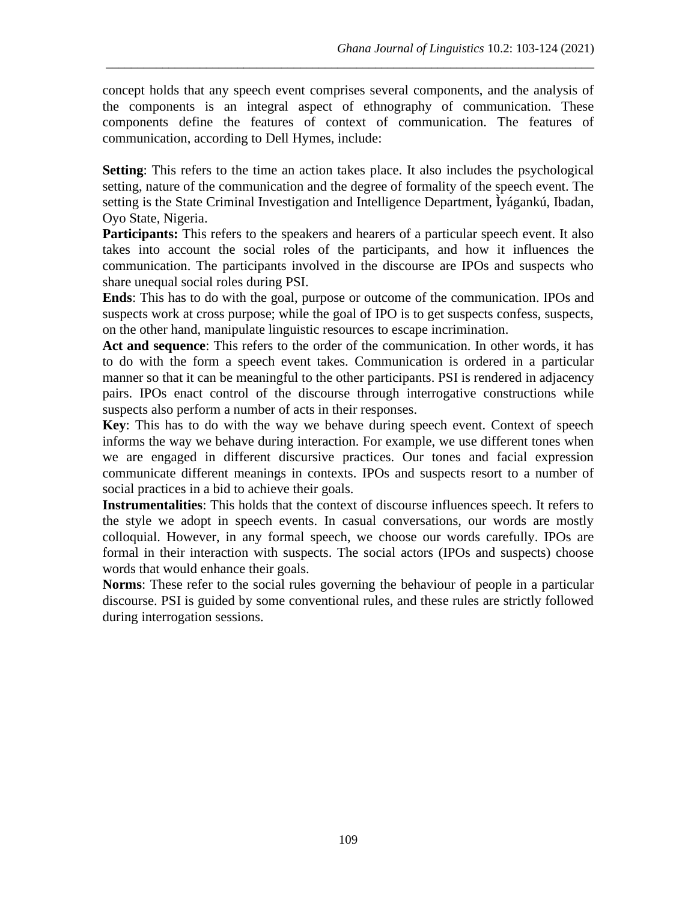concept holds that any speech event comprises several components, and the analysis of the components is an integral aspect of ethnography of communication. These components define the features of context of communication. The features of communication, according to Dell Hymes, include:

**Setting**: This refers to the time an action takes place. It also includes the psychological setting, nature of the communication and the degree of formality of the speech event. The setting is the State Criminal Investigation and Intelligence Department, Ìyágankú, Ibadan, Oyo State, Nigeria.

**Participants:** This refers to the speakers and hearers of a particular speech event. It also takes into account the social roles of the participants, and how it influences the communication. The participants involved in the discourse are IPOs and suspects who share unequal social roles during PSI.

**Ends**: This has to do with the goal, purpose or outcome of the communication. IPOs and suspects work at cross purpose; while the goal of IPO is to get suspects confess, suspects, on the other hand, manipulate linguistic resources to escape incrimination.

**Act and sequence**: This refers to the order of the communication. In other words, it has to do with the form a speech event takes. Communication is ordered in a particular manner so that it can be meaningful to the other participants. PSI is rendered in adjacency pairs. IPOs enact control of the discourse through interrogative constructions while suspects also perform a number of acts in their responses.

**Key**: This has to do with the way we behave during speech event. Context of speech informs the way we behave during interaction. For example, we use different tones when we are engaged in different discursive practices. Our tones and facial expression communicate different meanings in contexts. IPOs and suspects resort to a number of social practices in a bid to achieve their goals.

**Instrumentalities**: This holds that the context of discourse influences speech. It refers to the style we adopt in speech events. In casual conversations, our words are mostly colloquial. However, in any formal speech, we choose our words carefully. IPOs are formal in their interaction with suspects. The social actors (IPOs and suspects) choose words that would enhance their goals.

**Norms**: These refer to the social rules governing the behaviour of people in a particular discourse. PSI is guided by some conventional rules, and these rules are strictly followed during interrogation sessions.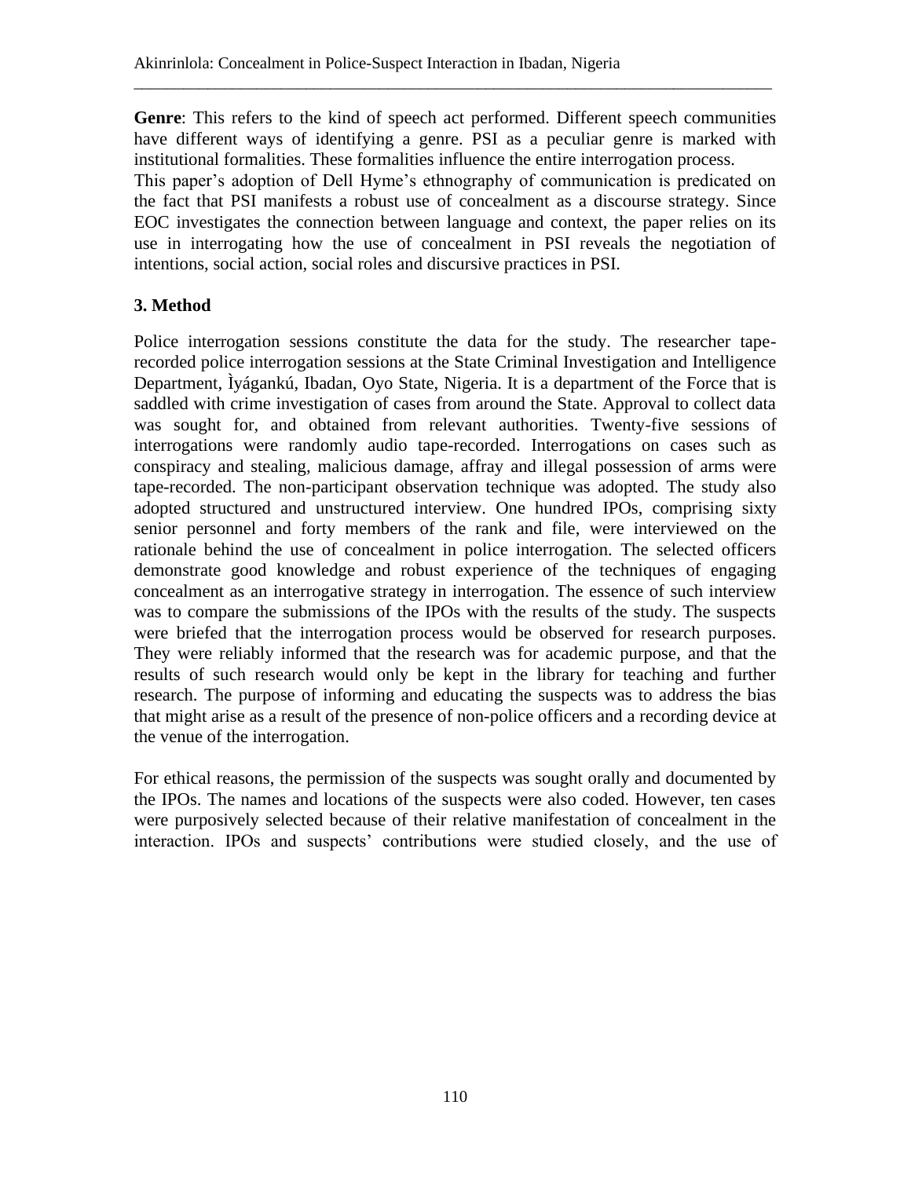**Genre**: This refers to the kind of speech act performed. Different speech communities have different ways of identifying a genre. PSI as a peculiar genre is marked with institutional formalities. These formalities influence the entire interrogation process.
This paper's adoption of Dell Hyme's ethnography of communication is predicated on the fact that PSI manifests a robust use of concealment as a discourse strategy. Since EOC investigates the connection between language and context, the paper relies on its use in interrogating how the use of concealment in PSI reveals the negotiation of intentions, social action, social roles and discursive practices in PSI.

## 3. Method

Police interrogation sessions constitute the data for the study. The researcher tape-recorded police interrogation sessions at the State Criminal Investigation and Intelligence Department, Ìyágankú, Ibadan, Oyo State, Nigeria. It is a department of the Force that is saddled with crime investigation of cases from around the State. Approval to collect data was sought for, and obtained from relevant authorities. Twenty-five sessions of interrogations were randomly audio tape-recorded. Interrogations on cases such as conspiracy and stealing, malicious damage, affray and illegal possession of arms were tape-recorded. The non-participant observation technique was adopted. The study also adopted structured and unstructured interview. One hundred IPOs, comprising sixty senior personnel and forty members of the rank and file, were interviewed on the rationale behind the use of concealment in police interrogation. The selected officers demonstrate good knowledge and robust experience of the techniques of engaging concealment as an interrogative strategy in interrogation. The essence of such interview was to compare the submissions of the IPOs with the results of the study. The suspects were briefed that the interrogation process would be observed for research purposes. They were reliably informed that the research was for academic purpose, and that the results of such research would only be kept in the library for teaching and further research. The purpose of informing and educating the suspects was to address the bias that might arise as a result of the presence of non-police officers and a recording device at the venue of the interrogation.

For ethical reasons, the permission of the suspects was sought orally and documented by the IPOs. The names and locations of the suspects were also coded. However, ten cases were purposively selected because of their relative manifestation of concealment in the interaction. IPOs and suspects' contributions were studied closely, and the use of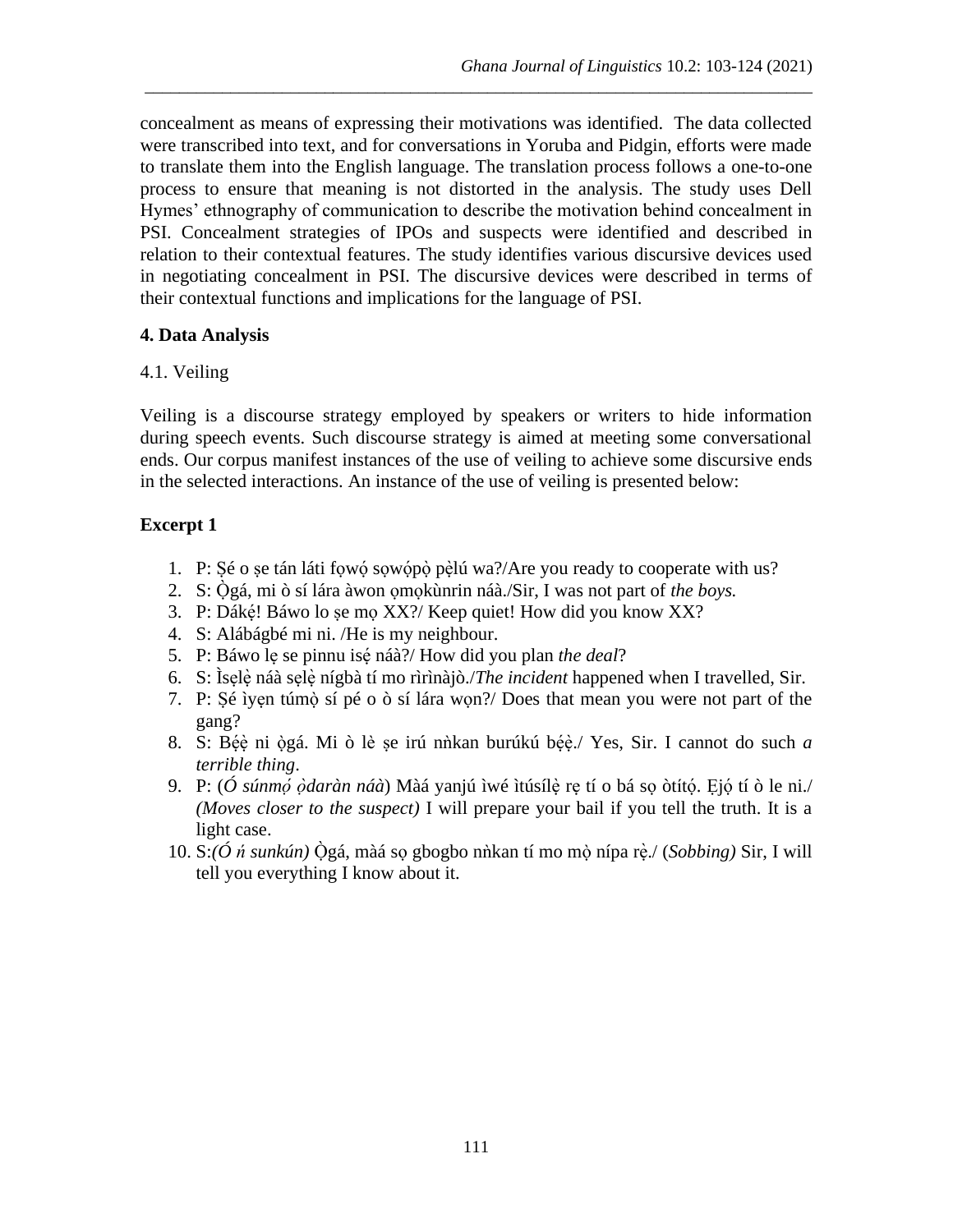concealment as means of expressing their motivations was identified. The data collected were transcribed into text, and for conversations in Yoruba and Pidgin, efforts were made to translate them into the English language. The translation process follows a one-to-one process to ensure that meaning is not distorted in the analysis. The study uses Dell Hymes' ethnography of communication to describe the motivation behind concealment in PSI. Concealment strategies of IPOs and suspects were identified and described in relation to their contextual features. The study identifies various discursive devices used in negotiating concealment in PSI. The discursive devices were described in terms of their contextual functions and implications for the language of PSI.

## 4. Data Analysis

### 4.1. Veiling

Veiling is a discourse strategy employed by speakers or writers to hide information during speech events. Such discourse strategy is aimed at meeting some conversational ends. Our corpus manifest instances of the use of veiling to achieve some discursive ends in the selected interactions. An instance of the use of veiling is presented below:

**Excerpt 1**

1. P: Ṣé o ṣe tán láti fọwọ́ sọwọ́pọ̀ pẹ̀lú wa?/Are you ready to cooperate with us?
2. S: Ọ̀gá, mi ò sí lára àwon ọmọkùnrin náà./Sir, I was not part of *the boys.*
3. P: Dákẹ́! Báwo lo ṣe mọ XX?/ Keep quiet! How did you know XX?
4. S: Alábágbé mi ni. /He is my neighbour.
5. P: Báwo lẹ se pinnu isẹ́ náà?/ How did you plan *the deal*?
6. S: Ìṣẹlẹ̀ náà ṣẹlẹ̀ nígbà tí mo rìrìnàjò./*The incident* happened when I travelled, Sir.
7. P: Ṣé ìyẹn túmọ̀ sí pé o ò sí lára wọn?/ Does that mean you were not part of the gang?
8. S: Bẹ́ẹ̀ ni ọ̀gá. Mi ò lè ṣe irú nǹkan burúkú bẹ́ẹ̀./ Yes, Sir. I cannot do such *a terrible thing*.
9. P: (*Ó súnmọ́ ọ̀daràn náà*) Màá yanjú ìwé ìtúsílẹ̀ rẹ tí o bá sọ òtítọ́. Ẹjọ́ tí ò le ni./ *(Moves closer to the suspect)* I will prepare your bail if you tell the truth. It is a light case.
10. S:*(Ó ń sunkún)* Ọ̀gá, màá sọ gbogbo nǹkan tí mo mọ̀ nípa rẹ̀./ (*Sobbing)* Sir, I will tell you everything I know about it.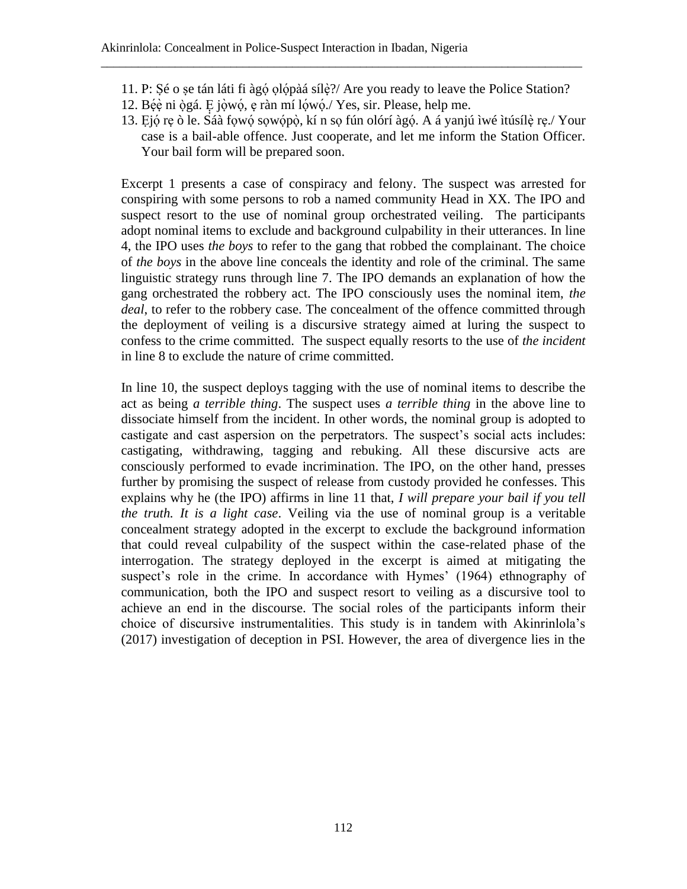11. P: Ṣé o ṣe tán láti fi àgọ́ ọlọ́pàá sílẹ̀?/ Are you ready to leave the Police Station?
12. Bẹ́ẹ̀ ni ọ̀gá. Ẹ jọ̀wọ́, ẹ ràn mí lọ́wọ́./ Yes, sir. Please, help me.
13. Ẹjọ́ rẹ ò le. Ṣáà fọwọ́ sọwọ́pọ̀, kí n sọ fún olórí àgọ́. A á yanjú ìwé ìtúsílẹ̀ rẹ./ Your case is a bail-able offence. Just cooperate, and let me inform the Station Officer. Your bail form will be prepared soon.

Excerpt 1 presents a case of conspiracy and felony. The suspect was arrested for conspiring with some persons to rob a named community Head in XX. The IPO and suspect resort to the use of nominal group orchestrated veiling. The participants adopt nominal items to exclude and background culpability in their utterances. In line 4, the IPO uses *the boys* to refer to the gang that robbed the complainant. The choice of *the boys* in the above line conceals the identity and role of the criminal. The same linguistic strategy runs through line 7. The IPO demands an explanation of how the gang orchestrated the robbery act. The IPO consciously uses the nominal item, *the deal*, to refer to the robbery case. The concealment of the offence committed through the deployment of veiling is a discursive strategy aimed at luring the suspect to confess to the crime committed. The suspect equally resorts to the use of *the incident* in line 8 to exclude the nature of crime committed.

In line 10, the suspect deploys tagging with the use of nominal items to describe the act as being *a terrible thing*. The suspect uses *a terrible thing* in the above line to dissociate himself from the incident. In other words, the nominal group is adopted to castigate and cast aspersion on the perpetrators. The suspect's social acts includes: castigating, withdrawing, tagging and rebuking. All these discursive acts are consciously performed to evade incrimination. The IPO, on the other hand, presses further by promising the suspect of release from custody provided he confesses. This explains why he (the IPO) affirms in line 11 that, *I will prepare your bail if you tell the truth. It is a light case*. Veiling via the use of nominal group is a veritable concealment strategy adopted in the excerpt to exclude the background information that could reveal culpability of the suspect within the case-related phase of the interrogation. The strategy deployed in the excerpt is aimed at mitigating the suspect's role in the crime. In accordance with Hymes' (1964) ethnography of communication, both the IPO and suspect resort to veiling as a discursive tool to achieve an end in the discourse. The social roles of the participants inform their choice of discursive instrumentalities. This study is in tandem with Akinrinlola's (2017) investigation of deception in PSI. However, the area of divergence lies in the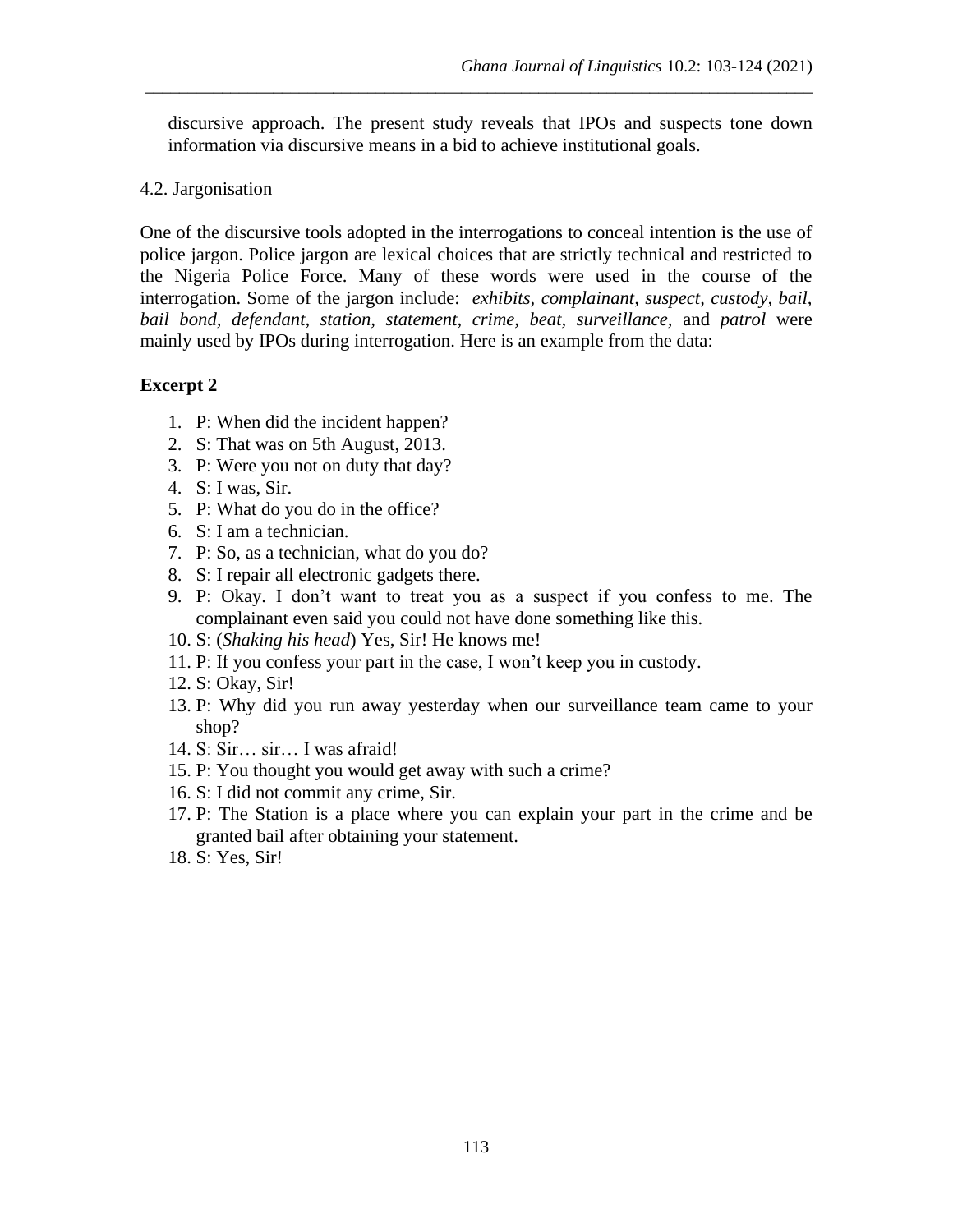discursive approach. The present study reveals that IPOs and suspects tone down information via discursive means in a bid to achieve institutional goals.

## 4.2. Jargonisation

One of the discursive tools adopted in the interrogations to conceal intention is the use of police jargon. Police jargon are lexical choices that are strictly technical and restricted to the Nigeria Police Force. Many of these words were used in the course of the interrogation. Some of the jargon include: *exhibits, complainant, suspect, custody, bail, bail bond, defendant, station, statement, crime, beat, surveillance,* and *patrol* were mainly used by IPOs during interrogation. Here is an example from the data:

**Excerpt 2**

1. P: When did the incident happen?
2. S: That was on 5th August, 2013.
3. P: Were you not on duty that day?
4. S: I was, Sir.
5. P: What do you do in the office?
6. S: I am a technician.
7. P: So, as a technician, what do you do?
8. S: I repair all electronic gadgets there.
9. P: Okay. I don't want to treat you as a suspect if you confess to me. The complainant even said you could not have done something like this.
10. S: (*Shaking his head*) Yes, Sir! He knows me!
11. P: If you confess your part in the case, I won't keep you in custody.
12. S: Okay, Sir!
13. P: Why did you run away yesterday when our surveillance team came to your shop?
14. S: Sir… sir… I was afraid!
15. P: You thought you would get away with such a crime?
16. S: I did not commit any crime, Sir.
17. P: The Station is a place where you can explain your part in the crime and be granted bail after obtaining your statement.
18. S: Yes, Sir!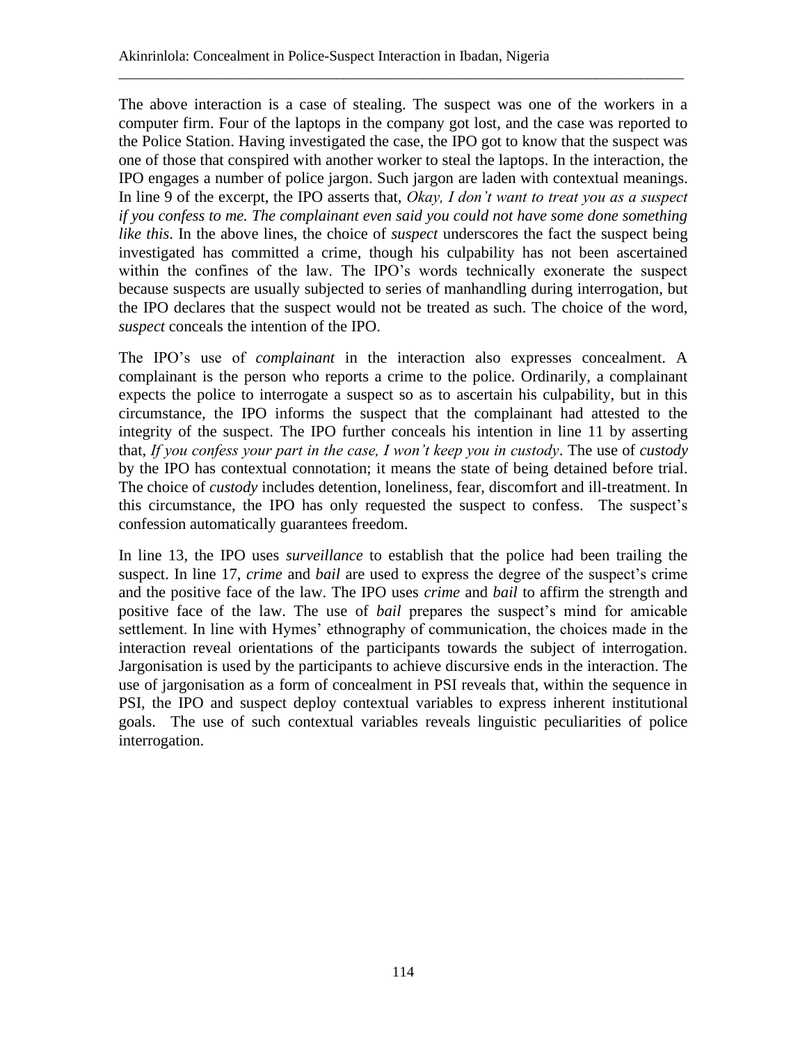The above interaction is a case of stealing. The suspect was one of the workers in a computer firm. Four of the laptops in the company got lost, and the case was reported to the Police Station. Having investigated the case, the IPO got to know that the suspect was one of those that conspired with another worker to steal the laptops. In the interaction, the IPO engages a number of police jargon. Such jargon are laden with contextual meanings. In line 9 of the excerpt, the IPO asserts that, *Okay, I don't want to treat you as a suspect if you confess to me. The complainant even said you could not have some done something like this*. In the above lines, the choice of *suspect* underscores the fact the suspect being investigated has committed a crime, though his culpability has not been ascertained within the confines of the law. The IPO's words technically exonerate the suspect because suspects are usually subjected to series of manhandling during interrogation, but the IPO declares that the suspect would not be treated as such. The choice of the word, *suspect* conceals the intention of the IPO.

The IPO's use of *complainant* in the interaction also expresses concealment. A complainant is the person who reports a crime to the police. Ordinarily, a complainant expects the police to interrogate a suspect so as to ascertain his culpability, but in this circumstance, the IPO informs the suspect that the complainant had attested to the integrity of the suspect. The IPO further conceals his intention in line 11 by asserting that, *If you confess your part in the case, I won't keep you in custody*. The use of *custody* by the IPO has contextual connotation; it means the state of being detained before trial. The choice of *custody* includes detention, loneliness, fear, discomfort and ill-treatment. In this circumstance, the IPO has only requested the suspect to confess. The suspect's confession automatically guarantees freedom.

In line 13, the IPO uses *surveillance* to establish that the police had been trailing the suspect. In line 17, *crime* and *bail* are used to express the degree of the suspect's crime and the positive face of the law. The IPO uses *crime* and *bail* to affirm the strength and positive face of the law. The use of *bail* prepares the suspect's mind for amicable settlement. In line with Hymes' ethnography of communication, the choices made in the interaction reveal orientations of the participants towards the subject of interrogation. Jargonisation is used by the participants to achieve discursive ends in the interaction. The use of jargonisation as a form of concealment in PSI reveals that, within the sequence in PSI, the IPO and suspect deploy contextual variables to express inherent institutional goals. The use of such contextual variables reveals linguistic peculiarities of police interrogation.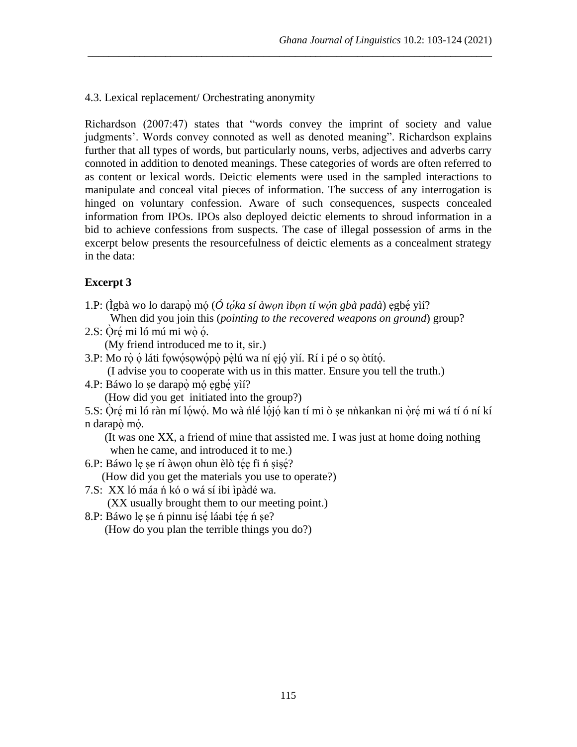4.3. Lexical replacement/ Orchestrating anonymity

Richardson (2007:47) states that "words convey the imprint of society and value judgments'. Words convey connoted as well as denoted meaning". Richardson explains further that all types of words, but particularly nouns, verbs, adjectives and adverbs carry connoted in addition to denoted meanings. These categories of words are often referred to as content or lexical words. Deictic elements were used in the sampled interactions to manipulate and conceal vital pieces of information. The success of any interrogation is hinged on voluntary confession. Aware of such consequences, suspects concealed information from IPOs. IPOs also deployed deictic elements to shroud information in a bid to achieve confessions from suspects. The case of illegal possession of arms in the excerpt below presents the resourcefulness of deictic elements as a concealment strategy in the data:

**Excerpt 3**

1.P: (Ìgbà wo lo darapọ̀ mọ́ (*Ó tọ́ka sí àwọn ìbọn tí wọ́n gbà padà*) ẹgbẹ́ yìí?
When did you join this (*pointing to the recovered weapons on ground*) group?

2.S: Ọ̀rẹ́ mi ló mú mi wọ̀ ọ́.
(My friend introduced me to it, sir.)

3.P: Mo rọ̀ ọ́ láti fọwọ́sọwọ́pọ̀ pẹ̀lú wa ní ẹjọ́ yìí. Rí i pé o sọ òtítọ́.
(I advise you to cooperate with us in this matter. Ensure you tell the truth.)

4.P: Báwo lo ṣe darapọ̀ mọ́ ẹgbẹ́ yìí?
(How did you get initiated into the group?)

5.S: Ọ̀rẹ́ mi ló ràn mí lọ́wọ́. Mo wà ńlé lọ́jọ́ kan tí mi ò ṣe nǹkankan ni ọ̀rẹ́ mi wá tí ó ní kí n darapọ̀ mọ́.
(It was one XX, a friend of mine that assisted me. I was just at home doing nothing when he came, and introduced it to me.)

6.P: Báwo lẹ ṣe rí àwọn ohun èlò tẹ́ẹ fi ń ṣiṣẹ́?
(How did you get the materials you use to operate?)

7.S: XX ló máa ń kó o wá sí ibi ìpàdé wa.
(XX usually brought them to our meeting point.)

8.P: Báwo lẹ ṣe ń pinnu isẹ́ láabi tẹ́ẹ ń ṣe?
(How do you plan the terrible things you do?)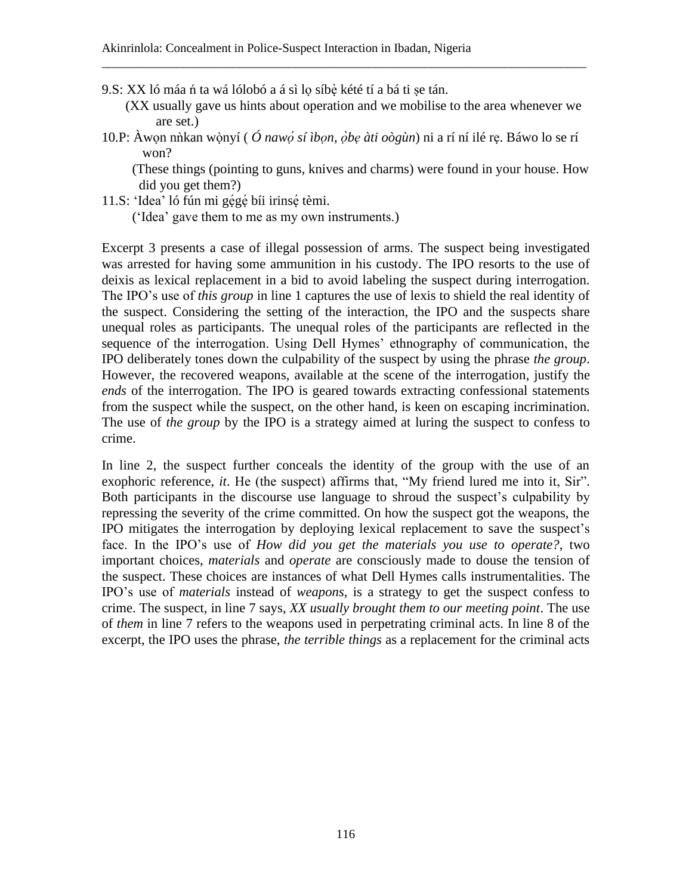9.S: XX ló máa ń ta wá lólobó a á sì lọ síbẹ̀ kété tí a bá ti ṣe tán.

(XX usually gave us hints about operation and we mobilise to the area whenever we are set.)

10.P: Àwọn nǹkan wọ̀nyí ( *Ó nawọ́ sí ìbọn, ọ̀bẹ àti oògùn*) ni a rí ní ilé rẹ. Báwo lo se rí won?

(These things (pointing to guns, knives and charms) were found in your house. How did you get them?)

11.S: 'Idea' ló fún mi gẹ́gẹ́ bíi irinsẹ́ tèmi.

('Idea' gave them to me as my own instruments.)

Excerpt 3 presents a case of illegal possession of arms. The suspect being investigated was arrested for having some ammunition in his custody. The IPO resorts to the use of deixis as lexical replacement in a bid to avoid labeling the suspect during interrogation. The IPO's use of *this group* in line 1 captures the use of lexis to shield the real identity of the suspect. Considering the setting of the interaction, the IPO and the suspects share unequal roles as participants. The unequal roles of the participants are reflected in the sequence of the interrogation. Using Dell Hymes' ethnography of communication, the IPO deliberately tones down the culpability of the suspect by using the phrase *the group*. However, the recovered weapons, available at the scene of the interrogation, justify the *ends* of the interrogation. The IPO is geared towards extracting confessional statements from the suspect while the suspect, on the other hand, is keen on escaping incrimination. The use of *the group* by the IPO is a strategy aimed at luring the suspect to confess to crime.

In line 2, the suspect further conceals the identity of the group with the use of an exophoric reference, *it*. He (the suspect) affirms that, "My friend lured me into it, Sir". Both participants in the discourse use language to shroud the suspect's culpability by repressing the severity of the crime committed. On how the suspect got the weapons, the IPO mitigates the interrogation by deploying lexical replacement to save the suspect's face. In the IPO's use of *How did you get the materials you use to operate?*, two important choices, *materials* and *operate* are consciously made to douse the tension of the suspect. These choices are instances of what Dell Hymes calls instrumentalities. The IPO's use of *materials* instead of *weapons*, is a strategy to get the suspect confess to crime. The suspect, in line 7 says, *XX usually brought them to our meeting point*. The use of *them* in line 7 refers to the weapons used in perpetrating criminal acts. In line 8 of the excerpt, the IPO uses the phrase, *the terrible things* as a replacement for the criminal acts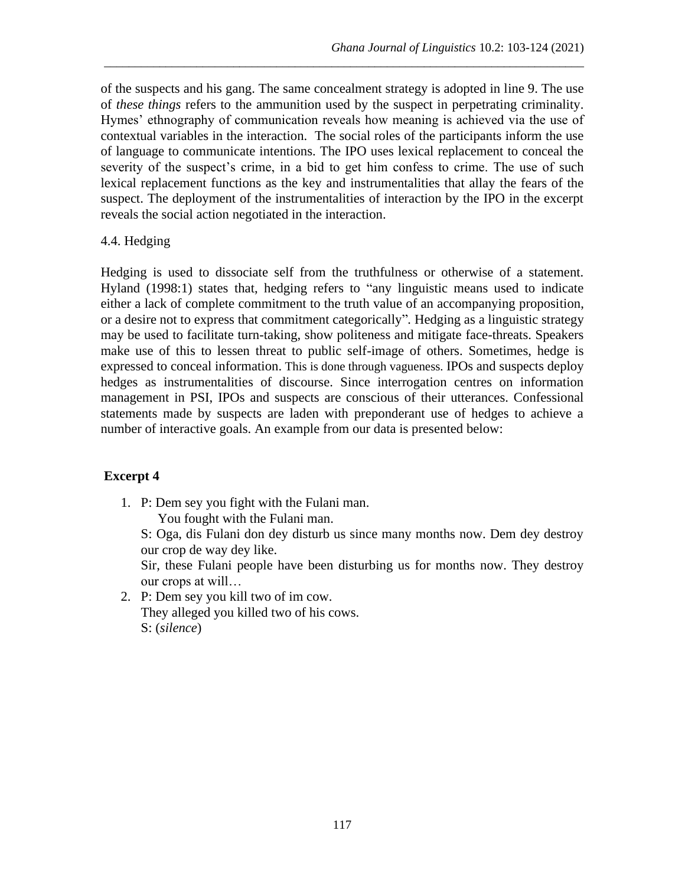of the suspects and his gang. The same concealment strategy is adopted in line 9. The use of *these things* refers to the ammunition used by the suspect in perpetrating criminality. Hymes' ethnography of communication reveals how meaning is achieved via the use of contextual variables in the interaction. The social roles of the participants inform the use of language to communicate intentions. The IPO uses lexical replacement to conceal the severity of the suspect's crime, in a bid to get him confess to crime. The use of such lexical replacement functions as the key and instrumentalities that allay the fears of the suspect. The deployment of the instrumentalities of interaction by the IPO in the excerpt reveals the social action negotiated in the interaction.

## 4.4. Hedging

Hedging is used to dissociate self from the truthfulness or otherwise of a statement. Hyland (1998:1) states that, hedging refers to "any linguistic means used to indicate either a lack of complete commitment to the truth value of an accompanying proposition, or a desire not to express that commitment categorically". Hedging as a linguistic strategy may be used to facilitate turn-taking, show politeness and mitigate face-threats. Speakers make use of this to lessen threat to public self-image of others. Sometimes, hedge is expressed to conceal information. This is done through vagueness. IPOs and suspects deploy hedges as instrumentalities of discourse. Since interrogation centres on information management in PSI, IPOs and suspects are conscious of their utterances. Confessional statements made by suspects are laden with preponderant use of hedges to achieve a number of interactive goals. An example from our data is presented below:

**Excerpt 4**

1. P: Dem sey you fight with the Fulani man.
   You fought with the Fulani man.
   S: Oga, dis Fulani don dey disturb us since many months now. Dem dey destroy our crop de way dey like.
   Sir, these Fulani people have been disturbing us for months now. They destroy our crops at will…
2. P: Dem sey you kill two of im cow.
   They alleged you killed two of his cows.
   S: (*silence*)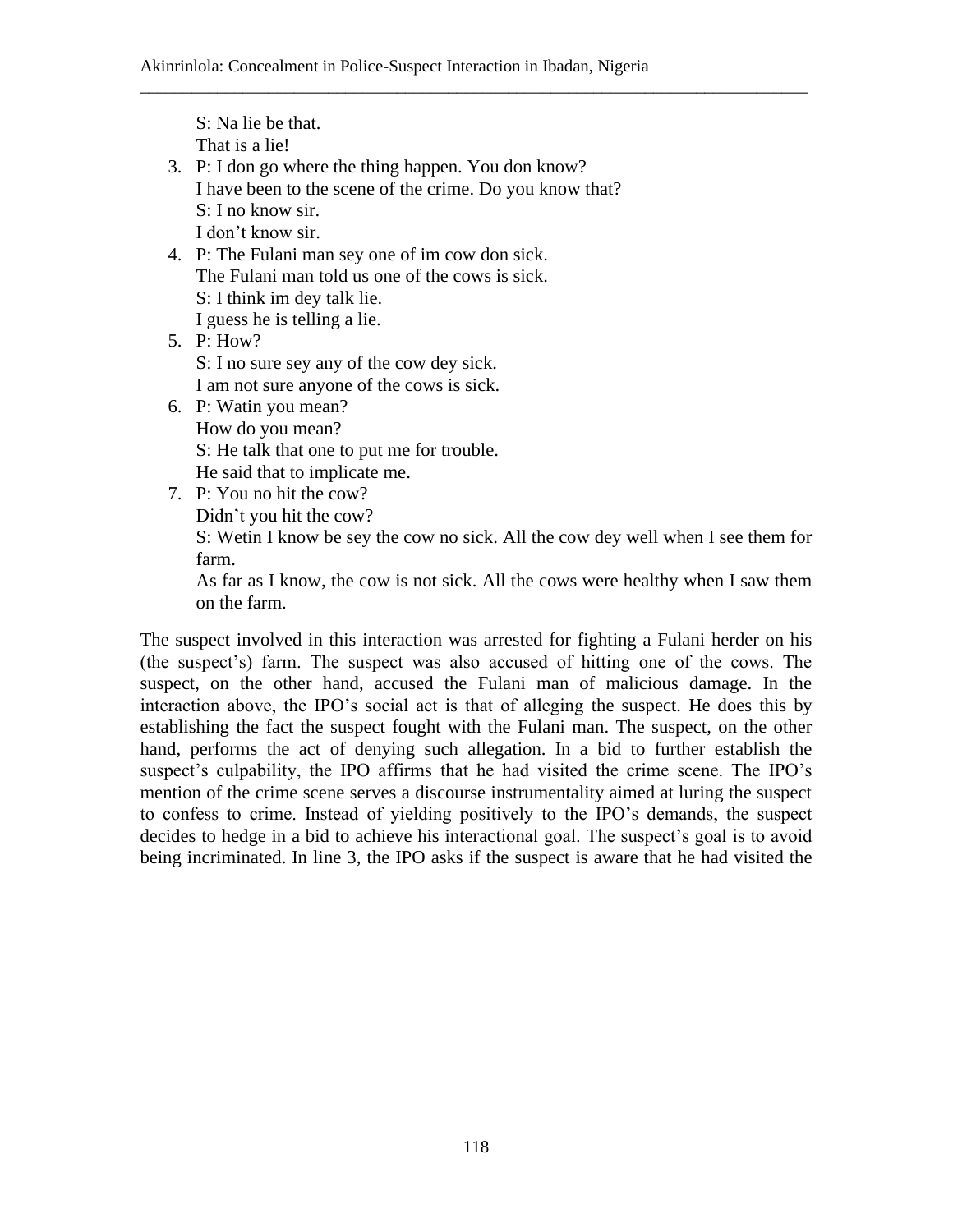S: Na lie be that.
That is a lie!

3. P: I don go where the thing happen. You don know?
   I have been to the scene of the crime. Do you know that?
   S: I no know sir.
   I don't know sir.
4. P: The Fulani man sey one of im cow don sick.
   The Fulani man told us one of the cows is sick.
   S: I think im dey talk lie.
   I guess he is telling a lie.
5. P: How?
   S: I no sure sey any of the cow dey sick.
   I am not sure anyone of the cows is sick.
6. P: Watin you mean?
   How do you mean?
   S: He talk that one to put me for trouble.
   He said that to implicate me.
7. P: You no hit the cow?
   Didn't you hit the cow?
   S: Wetin I know be sey the cow no sick. All the cow dey well when I see them for farm.
   As far as I know, the cow is not sick. All the cows were healthy when I saw them on the farm.

The suspect involved in this interaction was arrested for fighting a Fulani herder on his (the suspect's) farm. The suspect was also accused of hitting one of the cows. The suspect, on the other hand, accused the Fulani man of malicious damage. In the interaction above, the IPO's social act is that of alleging the suspect. He does this by establishing the fact the suspect fought with the Fulani man. The suspect, on the other hand, performs the act of denying such allegation. In a bid to further establish the suspect's culpability, the IPO affirms that he had visited the crime scene. The IPO's mention of the crime scene serves a discourse instrumentality aimed at luring the suspect to confess to crime. Instead of yielding positively to the IPO's demands, the suspect decides to hedge in a bid to achieve his interactional goal. The suspect's goal is to avoid being incriminated. In line 3, the IPO asks if the suspect is aware that he had visited the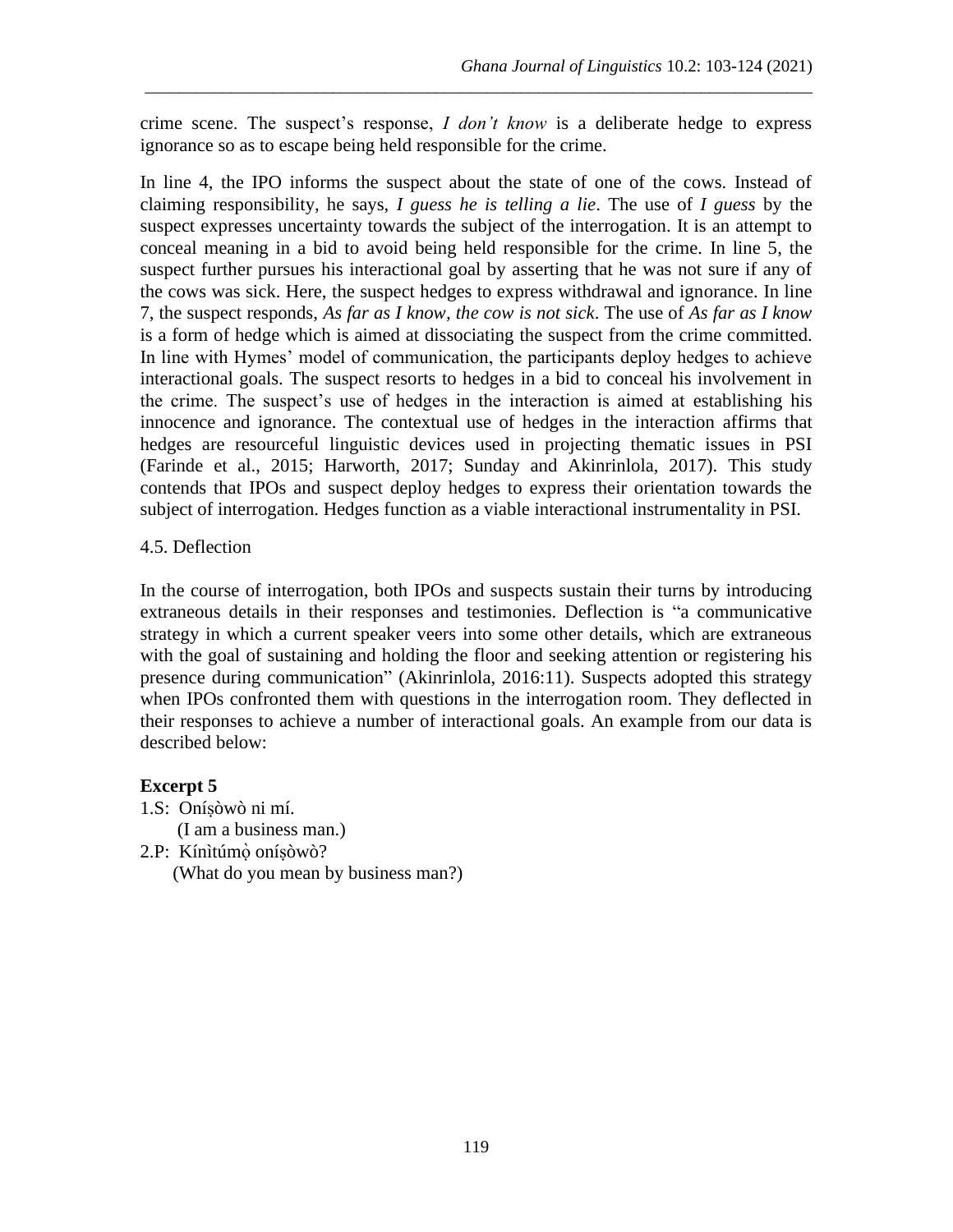crime scene. The suspect's response, *I don't know* is a deliberate hedge to express ignorance so as to escape being held responsible for the crime.

In line 4, the IPO informs the suspect about the state of one of the cows. Instead of claiming responsibility, he says, *I guess he is telling a lie*. The use of *I guess* by the suspect expresses uncertainty towards the subject of the interrogation. It is an attempt to conceal meaning in a bid to avoid being held responsible for the crime. In line 5, the suspect further pursues his interactional goal by asserting that he was not sure if any of the cows was sick. Here, the suspect hedges to express withdrawal and ignorance. In line 7, the suspect responds, *As far as I know, the cow is not sick*. The use of *As far as I know* is a form of hedge which is aimed at dissociating the suspect from the crime committed. In line with Hymes' model of communication, the participants deploy hedges to achieve interactional goals. The suspect resorts to hedges in a bid to conceal his involvement in the crime. The suspect's use of hedges in the interaction is aimed at establishing his innocence and ignorance. The contextual use of hedges in the interaction affirms that hedges are resourceful linguistic devices used in projecting thematic issues in PSI (Farinde et al., 2015; Harworth, 2017; Sunday and Akinrinlola, 2017). This study contends that IPOs and suspect deploy hedges to express their orientation towards the subject of interrogation. Hedges function as a viable interactional instrumentality in PSI.

## 4.5. Deflection

In the course of interrogation, both IPOs and suspects sustain their turns by introducing extraneous details in their responses and testimonies. Deflection is "a communicative strategy in which a current speaker veers into some other details, which are extraneous with the goal of sustaining and holding the floor and seeking attention or registering his presence during communication" (Akinrinlola, 2016:11). Suspects adopted this strategy when IPOs confronted them with questions in the interrogation room. They deflected in their responses to achieve a number of interactional goals. An example from our data is described below:

**Excerpt 5**

1.S: Oníṣòwò ni mí.
   (I am a business man.)

2.P: Kínìtúmọ̀ oníṣòwò?
   (What do you mean by business man?)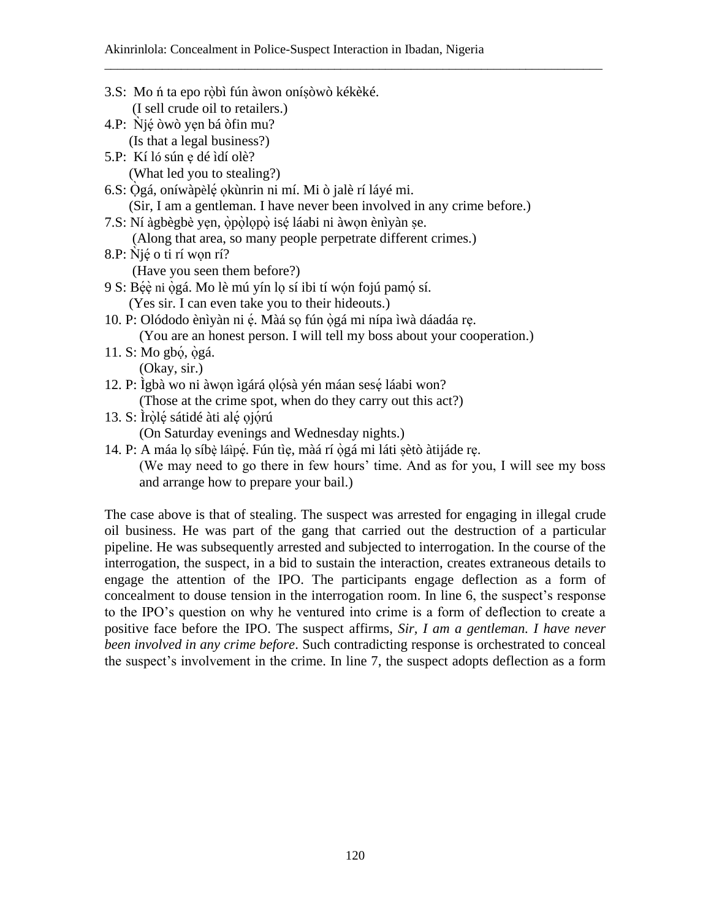3.S: Mo ń ta epo rọ̀bì fún àwon oníṣòwò kékèké.
(I sell crude oil to retailers.)

4.P: Ǹjẹ́ òwò yẹn bá òfin mu?
(Is that a legal business?)

5.P: Kí ló sún ẹ dé ìdí olè?
(What led you to stealing?)

6.S: Ọ̀gá, oníwàpèlẹ́ ọkùnrin ni mí. Mi ò jalè rí láyé mi.
(Sir, I am a gentleman. I have never been involved in any crime before.)

7.S: Ní àgbègbè yẹn, ọ̀pọ̀lọpọ̀ isẹ́ láabi ni àwọn ènìyàn ṣe.
(Along that area, so many people perpetrate different crimes.)

8.P: Ǹjẹ́ o ti rí wọn rí?
(Have you seen them before?)

9 S: Bẹ́ẹ̀ ni ọ̀gá. Mo lè mú yín lọ sí ibi tí wọ́n fojú pamọ́ sí.
(Yes sir. I can even take you to their hideouts.)

10. P: Olóododo ènìyàn ni ẹ́. Màá sọ fún ọ̀gá mi nípa ìwà dáadáa rẹ.
(You are an honest person. I will tell my boss about your cooperation.)

11. S: Mo gbọ́, ọ̀gá.
(Okay, sir.)

12. P: Ìgbà wo ni àwọn ìgárá ọlọ́sà yén máan sesẹ́ láabi won?
(Those at the crime spot, when do they carry out this act?)

13. S: Ìrọ̀lẹ́ sátidé àti alẹ́ ọjọ́rú
(On Saturday evenings and Wednesday nights.)

14. P: A máa lọ síbẹ̀ láìpẹ́. Fún tìẹ, màá rí ọ̀gá mi láti ṣètò àtijáde rẹ.
(We may need to go there in few hours' time. And as for you, I will see my boss and arrange how to prepare your bail.)

The case above is that of stealing. The suspect was arrested for engaging in illegal crude oil business. He was part of the gang that carried out the destruction of a particular pipeline. He was subsequently arrested and subjected to interrogation. In the course of the interrogation, the suspect, in a bid to sustain the interaction, creates extraneous details to engage the attention of the IPO. The participants engage deflection as a form of concealment to douse tension in the interrogation room. In line 6, the suspect's response to the IPO's question on why he ventured into crime is a form of deflection to create a positive face before the IPO. The suspect affirms, *Sir, I am a gentleman. I have never been involved in any crime before*. Such contradicting response is orchestrated to conceal the suspect's involvement in the crime. In line 7, the suspect adopts deflection as a form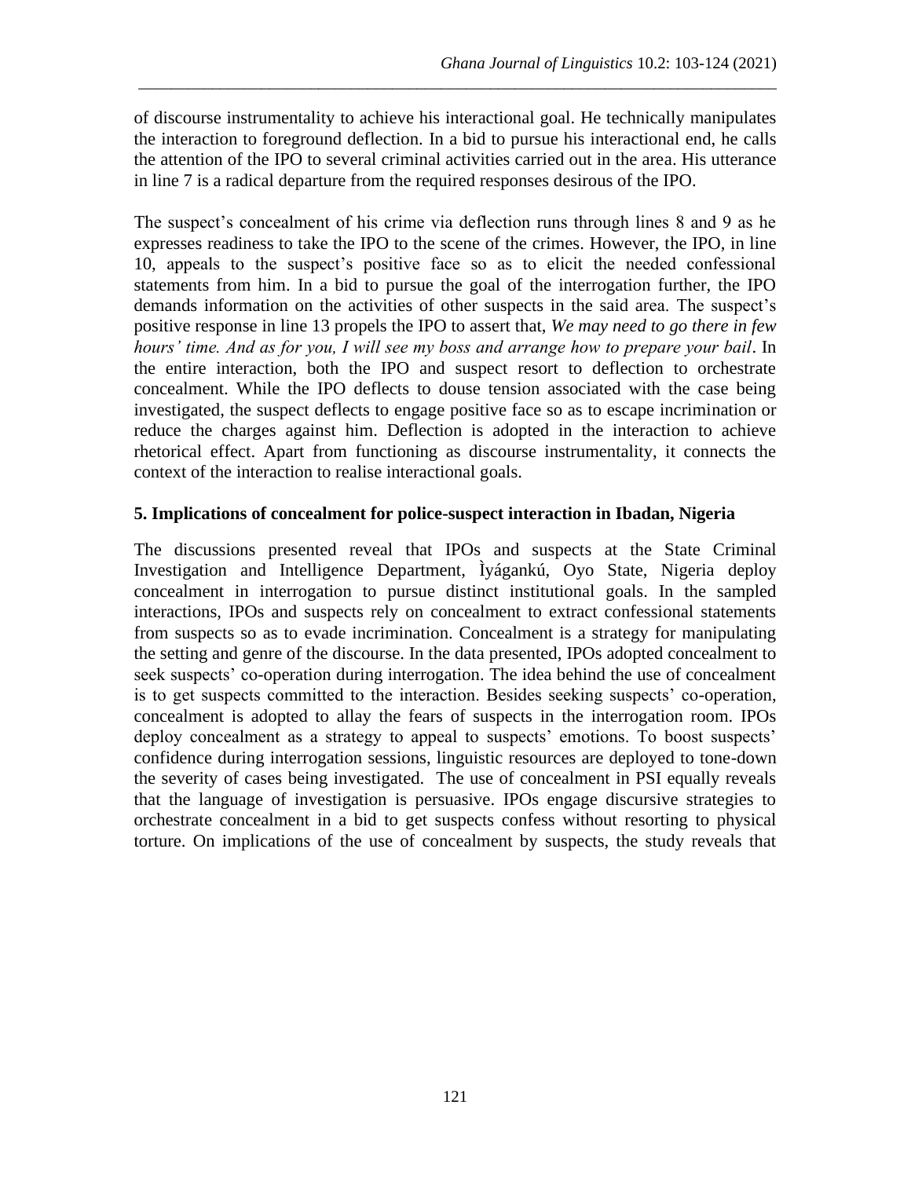of discourse instrumentality to achieve his interactional goal. He technically manipulates the interaction to foreground deflection. In a bid to pursue his interactional end, he calls the attention of the IPO to several criminal activities carried out in the area. His utterance in line 7 is a radical departure from the required responses desirous of the IPO.

The suspect's concealment of his crime via deflection runs through lines 8 and 9 as he expresses readiness to take the IPO to the scene of the crimes. However, the IPO, in line 10, appeals to the suspect's positive face so as to elicit the needed confessional statements from him. In a bid to pursue the goal of the interrogation further, the IPO demands information on the activities of other suspects in the said area. The suspect's positive response in line 13 propels the IPO to assert that, *We may need to go there in few hours' time. And as for you, I will see my boss and arrange how to prepare your bail*. In the entire interaction, both the IPO and suspect resort to deflection to orchestrate concealment. While the IPO deflects to douse tension associated with the case being investigated, the suspect deflects to engage positive face so as to escape incrimination or reduce the charges against him. Deflection is adopted in the interaction to achieve rhetorical effect. Apart from functioning as discourse instrumentality, it connects the context of the interaction to realise interactional goals.

## 5. Implications of concealment for police-suspect interaction in Ibadan, Nigeria

The discussions presented reveal that IPOs and suspects at the State Criminal Investigation and Intelligence Department, Ìyágankú, Oyo State, Nigeria deploy concealment in interrogation to pursue distinct institutional goals. In the sampled interactions, IPOs and suspects rely on concealment to extract confessional statements from suspects so as to evade incrimination. Concealment is a strategy for manipulating the setting and genre of the discourse. In the data presented, IPOs adopted concealment to seek suspects' co-operation during interrogation. The idea behind the use of concealment is to get suspects committed to the interaction. Besides seeking suspects' co-operation, concealment is adopted to allay the fears of suspects in the interrogation room. IPOs deploy concealment as a strategy to appeal to suspects' emotions. To boost suspects' confidence during interrogation sessions, linguistic resources are deployed to tone-down the severity of cases being investigated. The use of concealment in PSI equally reveals that the language of investigation is persuasive. IPOs engage discursive strategies to orchestrate concealment in a bid to get suspects confess without resorting to physical torture. On implications of the use of concealment by suspects, the study reveals that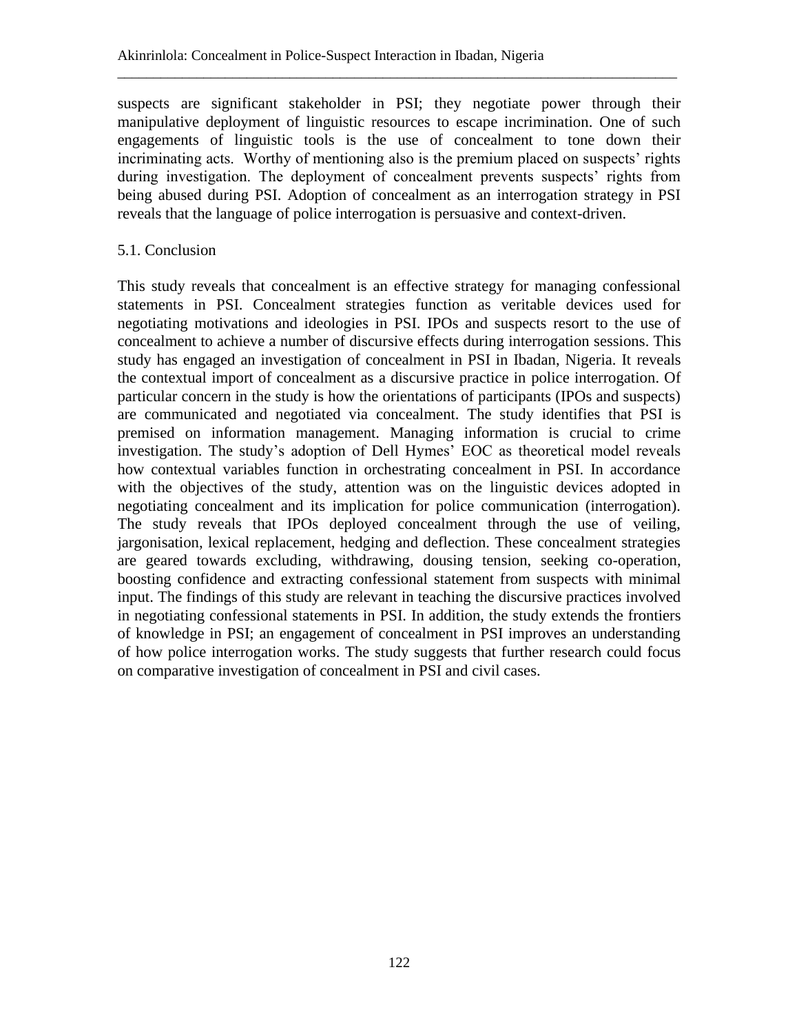suspects are significant stakeholder in PSI; they negotiate power through their manipulative deployment of linguistic resources to escape incrimination. One of such engagements of linguistic tools is the use of concealment to tone down their incriminating acts. Worthy of mentioning also is the premium placed on suspects' rights during investigation. The deployment of concealment prevents suspects' rights from being abused during PSI. Adoption of concealment as an interrogation strategy in PSI reveals that the language of police interrogation is persuasive and context-driven.

## 5.1. Conclusion

This study reveals that concealment is an effective strategy for managing confessional statements in PSI. Concealment strategies function as veritable devices used for negotiating motivations and ideologies in PSI. IPOs and suspects resort to the use of concealment to achieve a number of discursive effects during interrogation sessions. This study has engaged an investigation of concealment in PSI in Ibadan, Nigeria. It reveals the contextual import of concealment as a discursive practice in police interrogation. Of particular concern in the study is how the orientations of participants (IPOs and suspects) are communicated and negotiated via concealment. The study identifies that PSI is premised on information management. Managing information is crucial to crime investigation. The study's adoption of Dell Hymes' EOC as theoretical model reveals how contextual variables function in orchestrating concealment in PSI. In accordance with the objectives of the study, attention was on the linguistic devices adopted in negotiating concealment and its implication for police communication (interrogation). The study reveals that IPOs deployed concealment through the use of veiling, jargonisation, lexical replacement, hedging and deflection. These concealment strategies are geared towards excluding, withdrawing, dousing tension, seeking co-operation, boosting confidence and extracting confessional statement from suspects with minimal input. The findings of this study are relevant in teaching the discursive practices involved in negotiating confessional statements in PSI. In addition, the study extends the frontiers of knowledge in PSI; an engagement of concealment in PSI improves an understanding of how police interrogation works. The study suggests that further research could focus on comparative investigation of concealment in PSI and civil cases.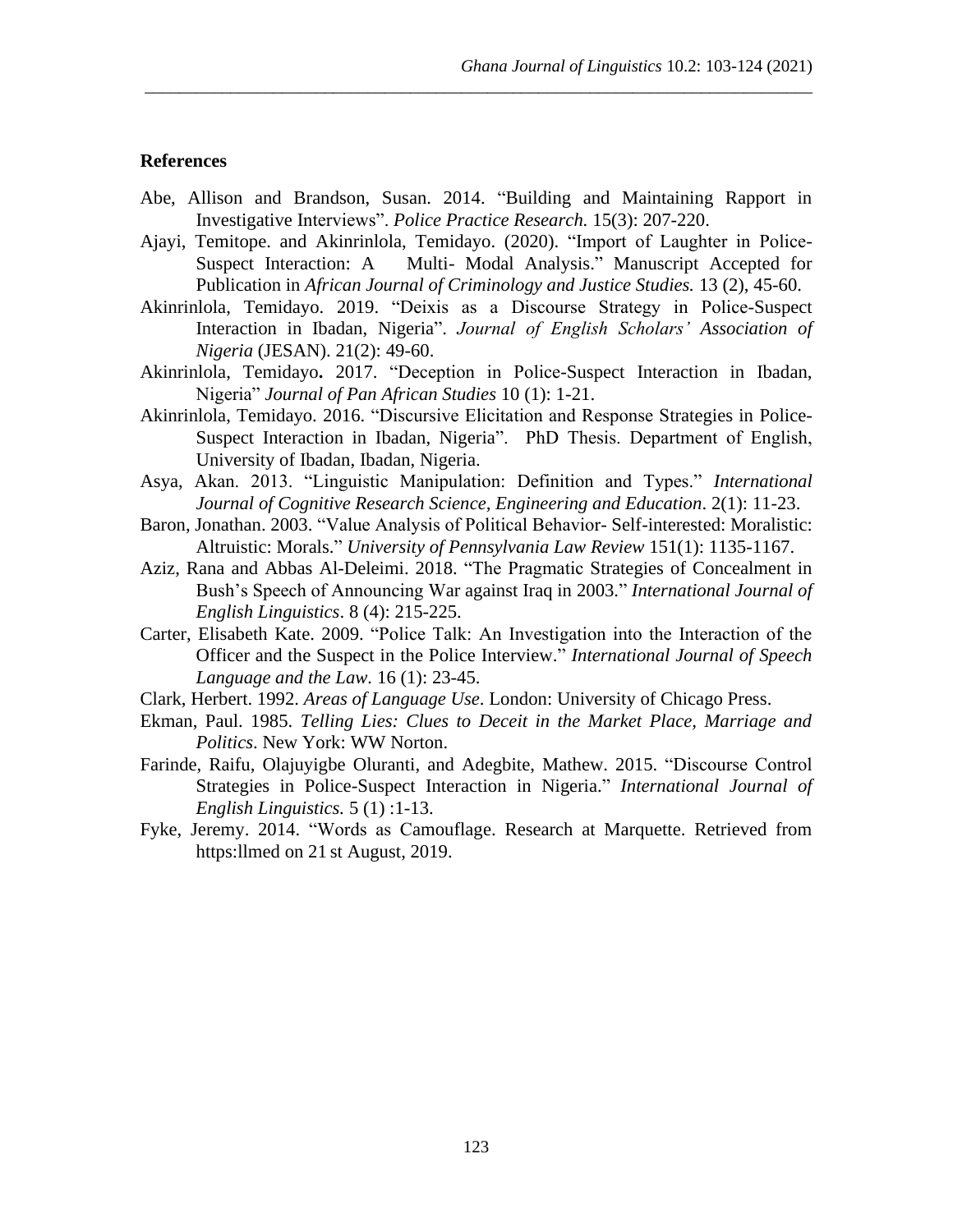**References**

Abe, Allison and Brandson, Susan. 2014. "Building and Maintaining Rapport in Investigative Interviews". *Police Practice Research.* 15(3): 207-220.

Ajayi, Temitope. and Akinrinlola, Temidayo. (2020). "Import of Laughter in Police-Suspect Interaction: A Multi- Modal Analysis." Manuscript Accepted for Publication in *African Journal of Criminology and Justice Studies.* 13 (2), 45-60.

Akinrinlola, Temidayo. 2019. "Deixis as a Discourse Strategy in Police-Suspect Interaction in Ibadan, Nigeria". *Journal of English Scholars' Association of Nigeria* (JESAN). 21(2): 49-60.

Akinrinlola, Temidayo**.** 2017. "Deception in Police-Suspect Interaction in Ibadan, Nigeria" *Journal of Pan African Studies* 10 (1): 1-21.

Akinrinlola, Temidayo. 2016. "Discursive Elicitation and Response Strategies in Police-Suspect Interaction in Ibadan, Nigeria". PhD Thesis. Department of English, University of Ibadan, Ibadan, Nigeria.

Asya, Akan. 2013. "Linguistic Manipulation: Definition and Types." *International Journal of Cognitive Research Science, Engineering and Education*. 2(1): 11-23.

Baron, Jonathan. 2003. "Value Analysis of Political Behavior- Self-interested: Moralistic: Altruistic: Morals." *University of Pennsylvania Law Review* 151(1): 1135-1167.

Aziz, Rana and Abbas Al-Deleimi. 2018. "The Pragmatic Strategies of Concealment in Bush's Speech of Announcing War against Iraq in 2003." *International Journal of English Linguistics*. 8 (4): 215-225.

Carter, Elisabeth Kate. 2009. "Police Talk: An Investigation into the Interaction of the Officer and the Suspect in the Police Interview." *International Journal of Speech Language and the Law*. 16 (1): 23-45.

Clark, Herbert. 1992. *Areas of Language Use*. London: University of Chicago Press.

Ekman, Paul. 1985. *Telling Lies: Clues to Deceit in the Market Place, Marriage and Politics*. New York: WW Norton.

Farinde, Raifu, Olajuyigbe Oluranti, and Adegbite, Mathew. 2015. "Discourse Control Strategies in Police-Suspect Interaction in Nigeria." *International Journal of English Linguistics.* 5 (1) :1-13.

Fyke, Jeremy. 2014. "Words as Camouflage. Research at Marquette. Retrieved from https:llmed on 21 st August, 2019.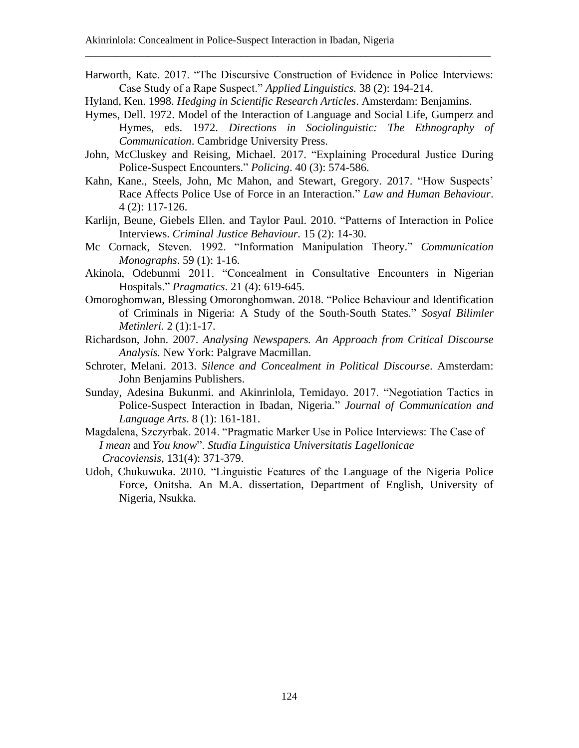Harworth, Kate. 2017. "The Discursive Construction of Evidence in Police Interviews: Case Study of a Rape Suspect." *Applied Linguistics.* 38 (2): 194-214.

Hyland, Ken. 1998. *Hedging in Scientific Research Articles*. Amsterdam: Benjamins.

Hymes, Dell. 1972. Model of the Interaction of Language and Social Life, Gumperz and Hymes, eds. 1972. *Directions in Sociolinguistic: The Ethnography of Communication*. Cambridge University Press.

John, McCluskey and Reising, Michael. 2017. "Explaining Procedural Justice During Police-Suspect Encounters." *Policing*. 40 (3): 574-586.

Kahn, Kane., Steels, John, Mc Mahon, and Stewart, Gregory. 2017. "How Suspects' Race Affects Police Use of Force in an Interaction." *Law and Human Behaviour*. 4 (2): 117-126.

Karlijn, Beune, Giebels Ellen. and Taylor Paul. 2010. "Patterns of Interaction in Police Interviews. *Criminal Justice Behaviour.* 15 (2): 14-30.

Mc Cornack, Steven. 1992. "Information Manipulation Theory." *Communication Monographs*. 59 (1): 1-16.

Akinola, Odebunmi 2011. "Concealment in Consultative Encounters in Nigerian Hospitals." *Pragmatics*. 21 (4): 619-645.

Omoroghomwan, Blessing Omoronghomwan. 2018. "Police Behaviour and Identification of Criminals in Nigeria: A Study of the South-South States." *Sosyal Bilimler Metinleri.* 2 (1):1-17.

Richardson, John. 2007. *Analysing Newspapers. An Approach from Critical Discourse Analysis.* New York: Palgrave Macmillan.

Schroter, Melani. 2013. *Silence and Concealment in Political Discourse*. Amsterdam: John Benjamins Publishers.

Sunday, Adesina Bukunmi. and Akinrinlola, Temidayo. 2017. "Negotiation Tactics in Police-Suspect Interaction in Ibadan, Nigeria." *Journal of Communication and Language Arts*. 8 (1): 161-181.

Magdalena, Szczyrbak. 2014. "Pragmatic Marker Use in Police Interviews: The Case of *I mean* and *You know*". *Studia Linguistica Universitatis Lagellonicae Cracoviensis*, 131(4): 371-379.

Udoh, Chukuwuka. 2010. "Linguistic Features of the Language of the Nigeria Police Force, Onitsha. An M.A. dissertation, Department of English, University of Nigeria, Nsukka.